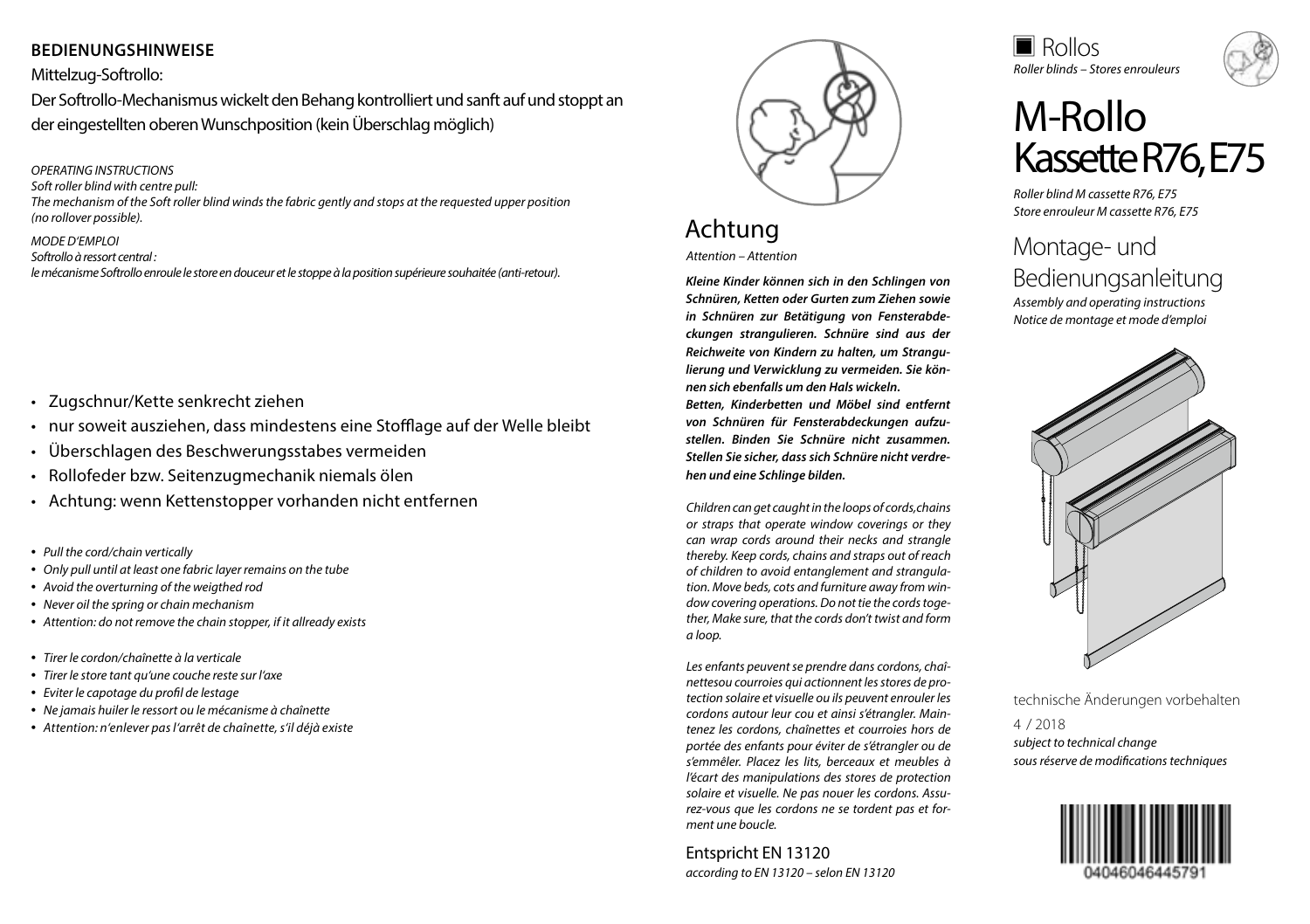**BEDIENUNGSHINWEISE**

Mittelzug-Softrollo:

Der Softrollo-Mechanismus wickelt den Behang kontrolliert und sanft auf und stoppt an der eingestellten oberen Wunschposition (kein Überschlag möglich)

*OPERATING INSTRUCTIONS*
*Soft roller blind with centre pull:*
*The mechanism of the Soft roller blind winds the fabric gently and stops at the requested upper position (no rollover possible).*

*MODE D'EMPLOI*
*Softrollo à ressort central :*
*le mécanisme Softrollo enroule le store en douceur et le stoppe à la position supérieure souhaitée (anti-retour).*

- Zugschnur/Kette senkrecht ziehen
- nur soweit ausziehen, dass mindestens eine Stofflage auf der Welle bleibt
- Überschlagen des Beschwerungsstabes vermeiden
- Rollofeder bzw. Seitenzugmechanik niemals ölen
- Achtung: wenn Kettenstopper vorhanden nicht entfernen

- *Pull the cord/chain vertically*
- *Only pull until at least one fabric layer remains on the tube*
- *Avoid the overturning of the weigthed rod*
- *Never oil the spring or chain mechanism*
- *Attention: do not remove the chain stopper, if it allready exists*

- *Tirer le cordon/chaînette à la verticale*
- *Tirer le store tant qu'une couche reste sur l'axe*
- *Eviter le capotage du profil de lestage*
- *Ne jamais huiler le ressort ou le mécanisme à chaînette*
- *Attention: n'enlever pas l'arrêt de chaînette, s'il déjà existe*

## Achtung

*Attention – Attention*

***Kleine Kinder können sich in den Schlingen von Schnüren, Ketten oder Gurten zum Ziehen sowie in Schnüren zur Betätigung von Fensterabdeckungen strangulieren. Schnüre sind aus der Reichweite von Kindern zu halten, um Strangulierung und Verwicklung zu vermeiden. Sie können sich ebenfalls um den Hals wickeln.***
***Betten, Kinderbetten und Möbel sind entfernt von Schnüren für Fensterabdeckungen aufzustellen. Binden Sie Schnüre nicht zusammen. Stellen Sie sicher, dass sich Schnüre nicht verdrehen und eine Schlinge bilden.***

*Children can get caught in the loops of cords,chains or straps that operate window coverings or they can wrap cords around their necks and strangle thereby. Keep cords, chains and straps out of reach of children to avoid entanglement and strangulation. Move beds, cots and furniture away from window covering operations. Do not tie the cords together, Make sure, that the cords don't twist and form a loop.*

*Les enfants peuvent se prendre dans cordons, chaînettesou courroies qui actionnent les stores de protection solaire et visuelle ou ils peuvent enrouler les cordons autour leur cou et ainsi s'étrangler. Maintenez les cordons, chaînettes et courroies hors de portée des enfants pour éviter de s'étrangler ou de s'emmêler. Placez les lits, berceaux et meubles à l'écart des manipulations des stores de protection solaire et visuelle. Ne pas nouer les cordons. Assurez-vous que les cordons ne se tordent pas et forment une boucle.*

Entspricht EN 13120
*according to EN 13120 – selon EN 13120*

Rollos
*Roller blinds – Stores enrouleurs*

# M-Rollo Kassette R76, E75

*Roller blind M cassette R76, E75*
*Store enrouleur M cassette R76, E75*

## Montage- und Bedienungsanleitung

*Assembly and operating instructions*
*Notice de montage et mode d'emploi*

technische Änderungen vorbehalten

4 / 2018

*subject to technical change*
*sous réserve de modifications techniques*

04046046445791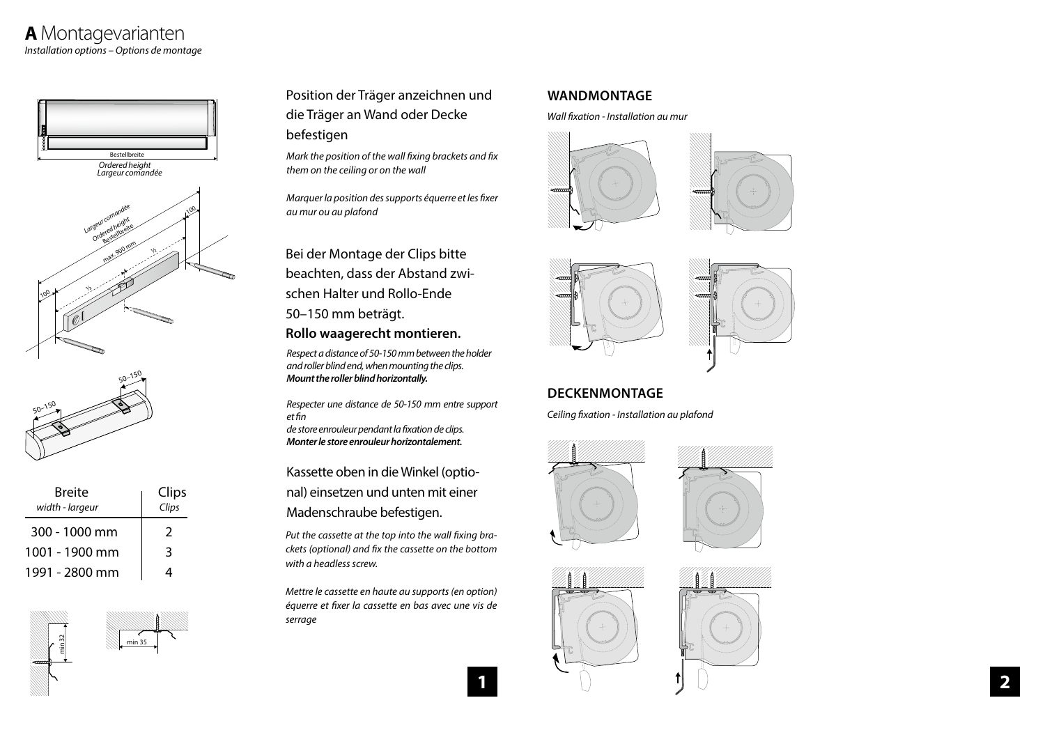# **A** Montagevarianten

*Installation options – Options de montage*

Bestellbreite
*Ordered height*
*Largeur comandée*

Largeur comandée
Ordered height
Bestellbreite
100
max. 900 mm
½
½
100

50–150
50–150

| Breite<br>*width - largeur* | Clips<br>*Clips* |
|---|---|
| 300 - 1000 mm | 2 |
| 1001 - 1900 mm | 3 |
| 1991 - 2800 mm | 4 |

min 32
min 35

Position der Träger anzeichnen und die Träger an Wand oder Decke befestigen

*Mark the position of the wall fixing brackets and fix them on the ceiling or on the wall*

*Marquer la position des supports équerre et les fixer au mur ou au plafond*

Bei der Montage der Clips bitte beachten, dass der Abstand zwischen Halter und Rollo-Ende 50–150 mm beträgt.

**Rollo waagerecht montieren.**

*Respect a distance of 50-150 mm between the holder and roller blind end, when mounting the clips.*
***Mount the roller blind horizontally.***

*Respecter une distance de 50-150 mm entre support et fin*
*de store enrouleur pendant la fixation de clips.*
***Monter le store enrouleur horizontalement.***

Kassette oben in die Winkel (optional) einsetzen und unten mit einer Madenschraube befestigen.

*Put the cassette at the top into the wall fixing brackets (optional) and fix the cassette on the bottom with a headless screw.*

*Mettre le cassette en haute au supports (en option) équerre et fixer la cassette en bas avec une vis de serrage*

## WANDMONTAGE

*Wall fixation - Installation au mur*

## DECKENMONTAGE

*Ceiling fixation - Installation au plafond*